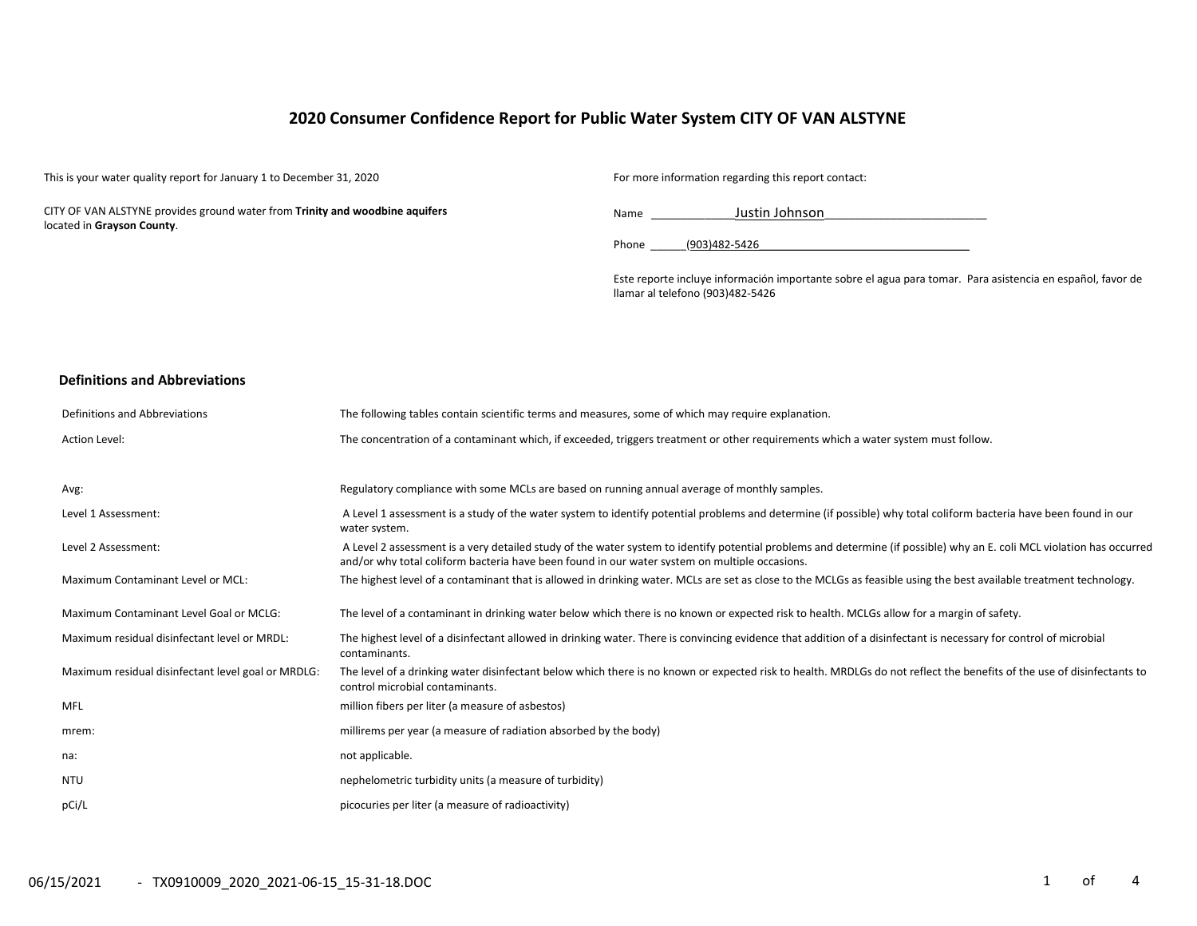# 2020 Consumer Confidence Report for Public Water System CITY OF VAN ALSTYNE

This is your water quality report for January 1 to December 31, 2020

CITY OF VAN ALSTYNE provides ground water from **Trinity and woodbine aquifers** located in **Grayson County**.

For more information regarding this report contact:

Name Justin Johnson

Phone (903)482-5426

Este reporte incluye información importante sobre el agua para tomar. Para asistencia en español, favor de llamar al telefono (903)482-5426

## Definitions and Abbreviations

| Definitions and Abbreviations | The following tables contain scientific terms and measures, some of which may require explanation. |
|---|---|
| Action Level: | The concentration of a contaminant which, if exceeded, triggers treatment or other requirements which a water system must follow. |
| Avg: | Regulatory compliance with some MCLs are based on running annual average of monthly samples. |
| Level 1 Assessment: | A Level 1 assessment is a study of the water system to identify potential problems and determine (if possible) why total coliform bacteria have been found in our water system. |
| Level 2 Assessment: | A Level 2 assessment is a very detailed study of the water system to identify potential problems and determine (if possible) why an E. coli MCL violation has occurred and/or why total coliform bacteria have been found in our water system on multiple occasions. |
| Maximum Contaminant Level or MCL: | The highest level of a contaminant that is allowed in drinking water. MCLs are set as close to the MCLGs as feasible using the best available treatment technology. |
| Maximum Contaminant Level Goal or MCLG: | The level of a contaminant in drinking water below which there is no known or expected risk to health. MCLGs allow for a margin of safety. |
| Maximum residual disinfectant level or MRDL: | The highest level of a disinfectant allowed in drinking water. There is convincing evidence that addition of a disinfectant is necessary for control of microbial contaminants. |
| Maximum residual disinfectant level goal or MRDLG: | The level of a drinking water disinfectant below which there is no known or expected risk to health. MRDLGs do not reflect the benefits of the use of disinfectants to control microbial contaminants. |
| MFL | million fibers per liter (a measure of asbestos) |
| mrem: | millirems per year (a measure of radiation absorbed by the body) |
| na: | not applicable. |
| NTU | nephelometric turbidity units (a measure of turbidity) |
| pCi/L | picocuries per liter (a measure of radioactivity) |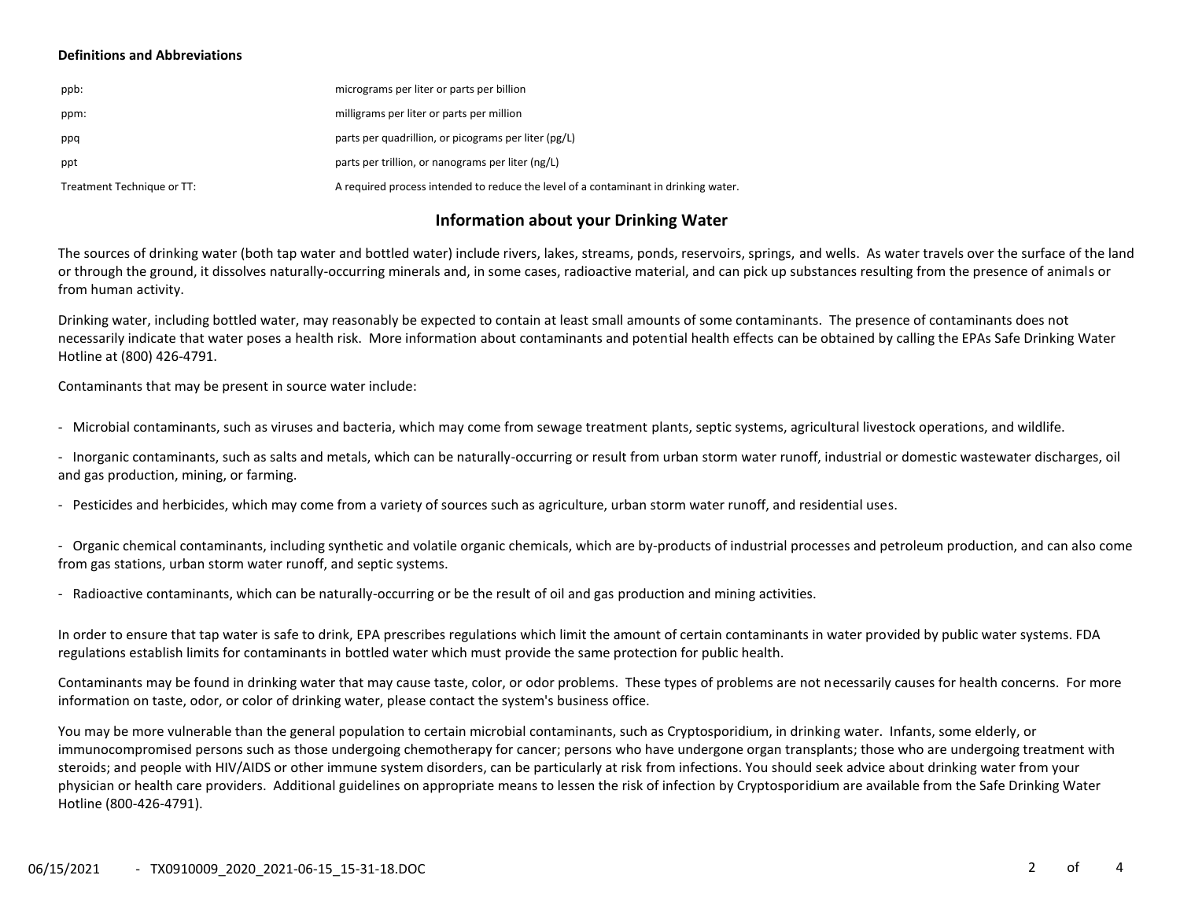**Definitions and Abbreviations**

| | |
|---|---|
| ppb: | micrograms per liter or parts per billion |
| ppm: | milligrams per liter or parts per million |
| ppq | parts per quadrillion, or picograms per liter (pg/L) |
| ppt | parts per trillion, or nanograms per liter (ng/L) |
| Treatment Technique or TT: | A required process intended to reduce the level of a contaminant in drinking water. |

## Information about your Drinking Water

The sources of drinking water (both tap water and bottled water) include rivers, lakes, streams, ponds, reservoirs, springs, and wells. As water travels over the surface of the land or through the ground, it dissolves naturally-occurring minerals and, in some cases, radioactive material, and can pick up substances resulting from the presence of animals or from human activity.

Drinking water, including bottled water, may reasonably be expected to contain at least small amounts of some contaminants. The presence of contaminants does not necessarily indicate that water poses a health risk. More information about contaminants and potential health effects can be obtained by calling the EPAs Safe Drinking Water Hotline at (800) 426-4791.

Contaminants that may be present in source water include:

- Microbial contaminants, such as viruses and bacteria, which may come from sewage treatment plants, septic systems, agricultural livestock operations, and wildlife.
- Inorganic contaminants, such as salts and metals, which can be naturally-occurring or result from urban storm water runoff, industrial or domestic wastewater discharges, oil and gas production, mining, or farming.
- Pesticides and herbicides, which may come from a variety of sources such as agriculture, urban storm water runoff, and residential uses.
- Organic chemical contaminants, including synthetic and volatile organic chemicals, which are by-products of industrial processes and petroleum production, and can also come from gas stations, urban storm water runoff, and septic systems.
- Radioactive contaminants, which can be naturally-occurring or be the result of oil and gas production and mining activities.

In order to ensure that tap water is safe to drink, EPA prescribes regulations which limit the amount of certain contaminants in water provided by public water systems. FDA regulations establish limits for contaminants in bottled water which must provide the same protection for public health.

Contaminants may be found in drinking water that may cause taste, color, or odor problems. These types of problems are not necessarily causes for health concerns. For more information on taste, odor, or color of drinking water, please contact the system's business office.

You may be more vulnerable than the general population to certain microbial contaminants, such as Cryptosporidium, in drinking water. Infants, some elderly, or immunocompromised persons such as those undergoing chemotherapy for cancer; persons who have undergone organ transplants; those who are undergoing treatment with steroids; and people with HIV/AIDS or other immune system disorders, can be particularly at risk from infections. You should seek advice about drinking water from your physician or health care providers. Additional guidelines on appropriate means to lessen the risk of infection by Cryptosporidium are available from the Safe Drinking Water Hotline (800-426-4791).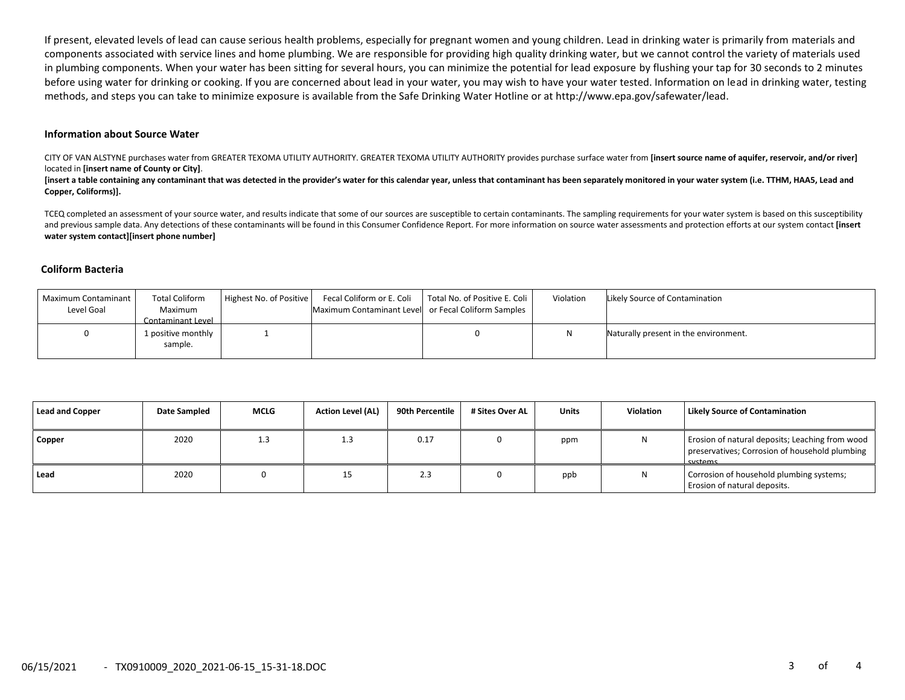If present, elevated levels of lead can cause serious health problems, especially for pregnant women and young children. Lead in drinking water is primarily from materials and components associated with service lines and home plumbing. We are responsible for providing high quality drinking water, but we cannot control the variety of materials used in plumbing components. When your water has been sitting for several hours, you can minimize the potential for lead exposure by flushing your tap for 30 seconds to 2 minutes before using water for drinking or cooking. If you are concerned about lead in your water, you may wish to have your water tested. Information on lead in drinking water, testing methods, and steps you can take to minimize exposure is available from the Safe Drinking Water Hotline or at http://www.epa.gov/safewater/lead.

### Information about Source Water

CITY OF VAN ALSTYNE purchases water from GREATER TEXOMA UTILITY AUTHORITY. GREATER TEXOMA UTILITY AUTHORITY provides purchase surface water from **[insert source name of aquifer, reservoir, and/or river]** located in **[insert name of County or City]**.

**[insert a table containing any contaminant that was detected in the provider's water for this calendar year, unless that contaminant has been separately monitored in your water system (i.e. TTHM, HAA5, Lead and Copper, Coliforms)].**

TCEQ completed an assessment of your source water, and results indicate that some of our sources are susceptible to certain contaminants. The sampling requirements for your water system is based on this susceptibility and previous sample data. Any detections of these contaminants will be found in this Consumer Confidence Report. For more information on source water assessments and protection efforts at our system contact **[insert water system contact][insert phone number]**

### Coliform Bacteria

| Maximum Contaminant Level Goal | Total Coliform Maximum Contaminant Level | Highest No. of Positive | Fecal Coliform or E. Coli Maximum Contaminant Level | Total No. of Positive E. Coli or Fecal Coliform Samples | Violation | Likely Source of Contamination |
|---|---|---|---|---|---|---|
| 0 | 1 positive monthly sample. | 1 | | 0 | N | Naturally present in the environment. |

| Lead and Copper | Date Sampled | MCLG | Action Level (AL) | 90th Percentile | # Sites Over AL | Units | Violation | Likely Source of Contamination |
|---|---|---|---|---|---|---|---|---|
| **Copper** | 2020 | 1.3 | 1.3 | 0.17 | 0 | ppm | N | Erosion of natural deposits; Leaching from wood preservatives; Corrosion of household plumbing systems. |
| **Lead** | 2020 | 0 | 15 | 2.3 | 0 | ppb | N | Corrosion of household plumbing systems; Erosion of natural deposits. |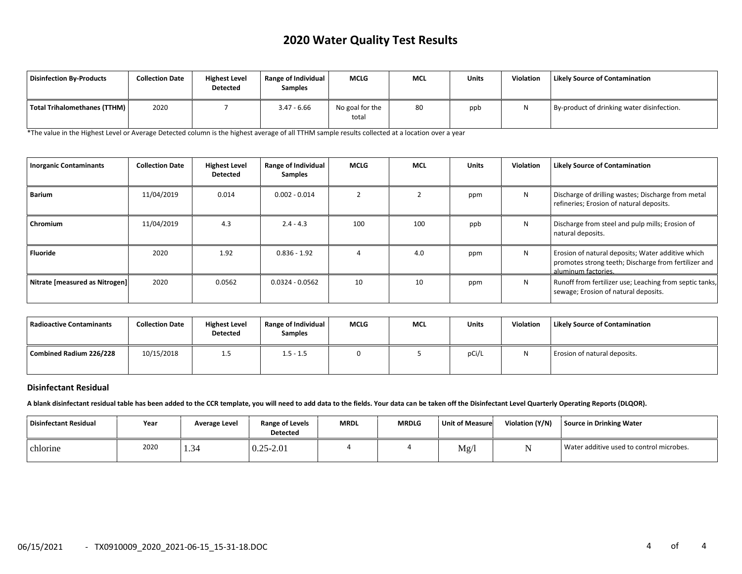# 2020 Water Quality Test Results

| Disinfection By-Products | Collection Date | Highest Level Detected | Range of Individual Samples | MCLG | MCL | Units | Violation | Likely Source of Contamination |
|---|---|---|---|---|---|---|---|---|
| **Total Trihalomethanes (TTHM)** | 2020 | 7 | 3.47 - 6.66 | No goal for the total | 80 | ppb | N | By-product of drinking water disinfection. |

*The value in the Highest Level or Average Detected column is the highest average of all TTHM sample results collected at a location over a year

| Inorganic Contaminants | Collection Date | Highest Level Detected | Range of Individual Samples | MCLG | MCL | Units | Violation | Likely Source of Contamination |
|---|---|---|---|---|---|---|---|---|
| **Barium** | 11/04/2019 | 0.014 | 0.002 - 0.014 | 2 | 2 | ppm | N | Discharge of drilling wastes; Discharge from metal refineries; Erosion of natural deposits. |
| **Chromium** | 11/04/2019 | 4.3 | 2.4 - 4.3 | 100 | 100 | ppb | N | Discharge from steel and pulp mills; Erosion of natural deposits. |
| **Fluoride** | 2020 | 1.92 | 0.836 - 1.92 | 4 | 4.0 | ppm | N | Erosion of natural deposits; Water additive which promotes strong teeth; Discharge from fertilizer and aluminum factories. |
| **Nitrate [measured as Nitrogen]** | 2020 | 0.0562 | 0.0324 - 0.0562 | 10 | 10 | ppm | N | Runoff from fertilizer use; Leaching from septic tanks, sewage; Erosion of natural deposits. |

| Radioactive Contaminants | Collection Date | Highest Level Detected | Range of Individual Samples | MCLG | MCL | Units | Violation | Likely Source of Contamination |
|---|---|---|---|---|---|---|---|---|
| **Combined Radium 226/228** | 10/15/2018 | 1.5 | 1.5 - 1.5 | 0 | 5 | pCi/L | N | Erosion of natural deposits. |

### Disinfectant Residual

**A blank disinfectant residual table has been added to the CCR template, you will need to add data to the fields. Your data can be taken off the Disinfectant Level Quarterly Operating Reports (DLQOR).**

| Disinfectant Residual | Year | Average Level | Range of Levels Detected | MRDL | MRDLG | Unit of Measure | Violation (Y/N) | Source in Drinking Water |
|---|---|---|---|---|---|---|---|---|
| chlorine | 2020 | 1.34 | 0.25-2.01 | 4 | 4 | Mg/l | N | Water additive used to control microbes. |

06/15/2021 - TX0910009_2020_2021-06-15_15-31-18.DOC